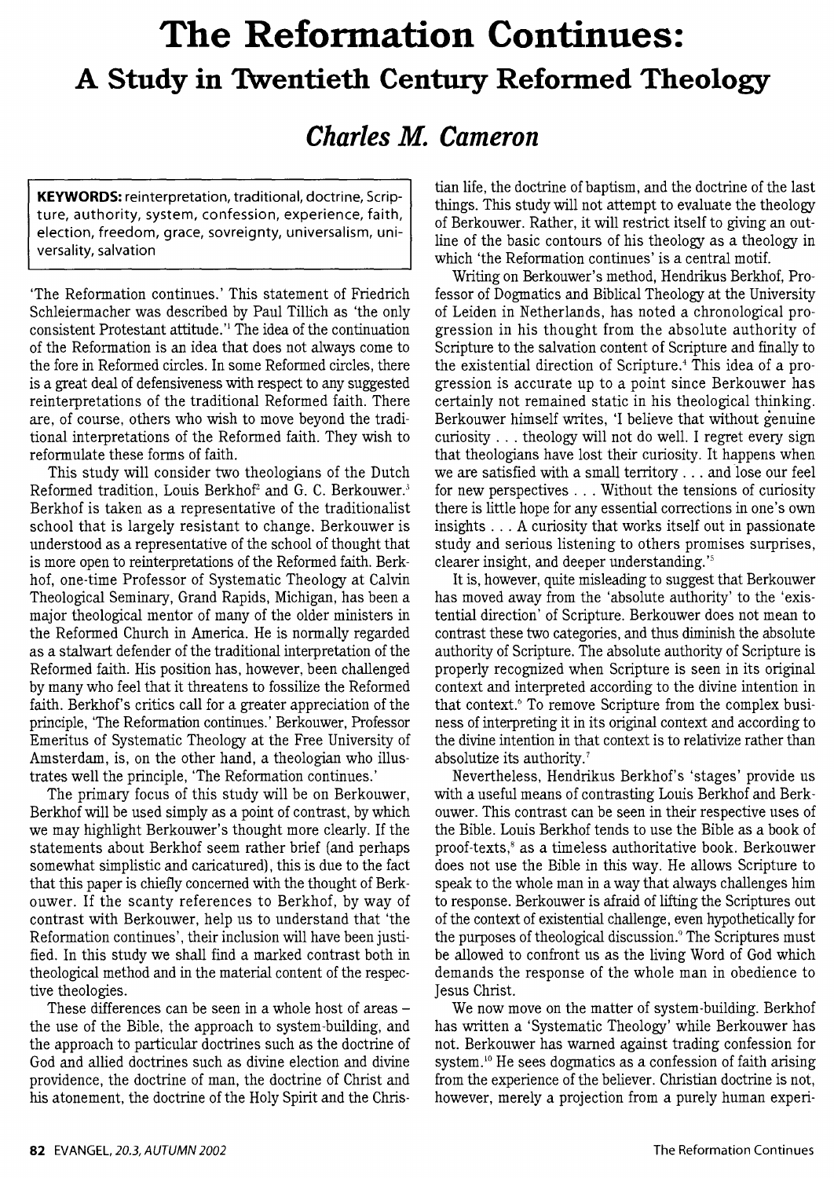# The Reformation Continues: A Study in Twentieth Century Reformed Theology

## *Charles M. Cameron*

**KEYWORDS:** reinterpretation, traditional, doctrine, Scripture, authority, system, confession, experience, faith, election, freedom, grace, sovereignty, universalism, universality, salvation

'The Reformation continues.' This statement of Friedrich Schleiermacher was described by Paul Tillich as 'the only consistent Protestant attitude.'[1] The idea of the continuation of the Reformation is an idea that does not always come to the fore in Reformed circles. In some Reformed circles, there is a great deal of defensiveness with respect to any suggested reinterpretations of the traditional Reformed faith. There are, of course, others who wish to move beyond the traditional interpretations of the Reformed faith. They wish to reformulate these forms of faith.

This study will consider two theologians of the Dutch Reformed tradition, Louis Berkhof[2] and G. C. Berkouwer.[3] Berkhof is taken as a representative of the traditionalist school that is largely resistant to change. Berkouwer is understood as a representative of the school of thought that is more open to reinterpretations of the Reformed faith. Berkhof, one-time Professor of Systematic Theology at Calvin Theological Seminary, Grand Rapids, Michigan, has been a major theological mentor of many of the older ministers in the Reformed Church in America. He is normally regarded as a stalwart defender of the traditional interpretation of the Reformed faith. His position has, however, been challenged by many who feel that it threatens to fossilize the Reformed faith. Berkhof's critics call for a greater appreciation of the principle, 'The Reformation continues.' Berkouwer, Professor Emeritus of Systematic Theology at the Free University of Amsterdam, is, on the other hand, a theologian who illustrates well the principle, 'The Reformation continues.'

The primary focus of this study will be on Berkouwer, Berkhof will be used simply as a point of contrast, by which we may highlight Berkouwer's thought more clearly. If the statements about Berkhof seem rather brief (and perhaps somewhat simplistic and caricatured), this is due to the fact that this paper is chiefly concerned with the thought of Berkouwer. If the scanty references to Berkhof, by way of contrast with Berkouwer, help us to understand that 'the Reformation continues', their inclusion will have been justified. In this study we shall find a marked contrast both in theological method and in the material content of the respective theologies.

These differences can be seen in a whole host of areas – the use of the Bible, the approach to system-building, and the approach to particular doctrines such as the doctrine of God and allied doctrines such as divine election and divine providence, the doctrine of man, the doctrine of Christ and his atonement, the doctrine of the Holy Spirit and the Christian life, the doctrine of baptism, and the doctrine of the last things. This study will not attempt to evaluate the theology of Berkouwer. Rather, it will restrict itself to giving an outline of the basic contours of his theology as a theology in which 'the Reformation continues' is a central motif.

Writing on Berkouwer's method, Hendrikus Berkhof, Professor of Dogmatics and Biblical Theology at the University of Leiden in Netherlands, has noted a chronological progression in his thought from the absolute authority of Scripture to the salvation content of Scripture and finally to the existential direction of Scripture.[4] This idea of a progression is accurate up to a point since Berkouwer has certainly not remained static in his theological thinking. Berkouwer himself writes, 'I believe that without genuine curiosity . . . theology will not do well. I regret every sign that theologians have lost their curiosity. It happens when we are satisfied with a small territory . . . and lose our feel for new perspectives . . . Without the tensions of curiosity there is little hope for any essential corrections in one's own insights . . . A curiosity that works itself out in passionate study and serious listening to others promises surprises, clearer insight, and deeper understanding.'[5]

It is, however, quite misleading to suggest that Berkouwer has moved away from the 'absolute authority' to the 'existential direction' of Scripture. Berkouwer does not mean to contrast these two categories, and thus diminish the absolute authority of Scripture. The absolute authority of Scripture is properly recognized when Scripture is seen in its original context and interpreted according to the divine intention in that context.[6] To remove Scripture from the complex business of interpreting it in its original context and according to the divine intention in that context is to relativize rather than absolutize its authority.[7]

Nevertheless, Hendrikus Berkhof's 'stages' provide us with a useful means of contrasting Louis Berkhof and Berkouwer. This contrast can be seen in their respective uses of the Bible. Louis Berkhof tends to use the Bible as a book of proof-texts,[8] as a timeless authoritative book. Berkouwer does not use the Bible in this way. He allows Scripture to speak to the whole man in a way that always challenges him to response. Berkouwer is afraid of lifting the Scriptures out of the context of existential challenge, even hypothetically for the purposes of theological discussion.[9] The Scriptures must be allowed to confront us as the living Word of God which demands the response of the whole man in obedience to Jesus Christ.

We now move on the matter of system-building. Berkhof has written a 'Systematic Theology' while Berkouwer has not. Berkouwer has warned against trading confession for system.[10] He sees dogmatics as a confession of faith arising from the experience of the believer. Christian doctrine is not, however, merely a projection from a purely human experi-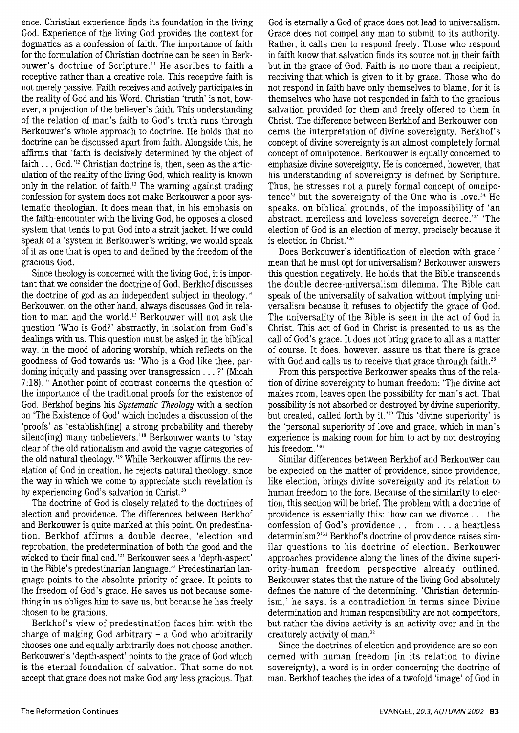ence. Christian experience finds its foundation in the living God. Experience of the living God provides the context for dogmatics as a confession of faith. The importance of faith for the formulation of Christian doctrine can be seen in Berkouwer's doctrine of Scripture.[11] He ascribes to faith a receptive rather than a creative role. This receptive faith is not merely passive. Faith receives and actively participates in the reality of God and his Word. Christian 'truth' is not, however, a projection of the believer's faith. This understanding of the relation of man's faith to God's truth runs through Berkouwer's whole approach to doctrine. He holds that no doctrine can be discussed apart from faith. Alongside this, he affirms that 'faith is decisively determined by the object of faith . . . God.'[12] Christian doctrine is, then, seen as the articulation of the reality of the living God, which reality is known only in the relation of faith.[13] The warning against trading confession for system does not make Berkouwer a poor systematic theologian. It does mean that, in his emphasis on the faith-encounter with the living God, he opposes a closed system that tends to put God into a strait jacket. If we could speak of a 'system in Berkouwer's writing, we would speak of it as one that is open to and defined by the freedom of the gracious God.

Since theology is concerned with the living God, it is important that we consider the doctrine of God, Berkhof discusses the doctrine of god as an independent subject in theology.[14] Berkouwer, on the other hand, always discusses God in relation to man and the world.[15] Berkouwer will not ask the question 'Who is God?' abstractly, in isolation from God's dealings with us. This question must be asked in the biblical way, in the mood of adoring worship, which reflects on the goodness of God towards us: 'Who is a God like thee, pardoning iniquity and passing over transgression . . . ?' (Micah 7:18).[16] Another point of contrast concerns the question of the importance of the traditional proofs for the existence of God. Berkhof begins his *Systematic Theology* with a section on 'The Existence of God' which includes a discussion of the 'proofs' as 'establish(ing) a strong probability and thereby silenc(ing) many unbelievers.'[18] Berkouwer wants to 'stay clear of the old rationalism and avoid the vague categories of the old natural theology.'[19] While Berkouwer affirms the revelation of God in creation, he rejects natural theology, since the way in which we come to appreciate such revelation is by experiencing God's salvation in Christ.[20]

The doctrine of God is closely related to the doctrines of election and providence. The differences between Berkhof and Berkouwer is quite marked at this point. On predestination, Berkhof affirms a double decree, 'election and reprobation, the predetermination of both the good and the wicked to their final end.'[21] Berkouwer sees a 'depth-aspect' in the Bible's predestinarian language.[22] Predestinarian language points to the absolute priority of grace. It points to the freedom of God's grace. He saves us not because something in us obliges him to save us, but because he has freely chosen to be gracious.

Berkhof's view of predestination faces him with the charge of making God arbitrary – a God who arbitrarily chooses one and equally arbitrarily does not choose another. Berkouwer's 'depth-aspect' points to the grace of God which is the eternal foundation of salvation. That some do not accept that grace does not make God any less gracious. That God is eternally a God of grace does not lead to universalism. Grace does not compel any man to submit to its authority. Rather, it calls men to respond freely. Those who respond in faith know that salvation finds its source not in their faith but in the grace of God. Faith is no more than a recipient, receiving that which is given to it by grace. Those who do not respond in faith have only themselves to blame, for it is themselves who have not responded in faith to the gracious salvation provided for them and freely offered to them in Christ. The difference between Berkhof and Berkouwer concerns the interpretation of divine sovereignty. Berkhof's concept of divine sovereignty is an almost completely formal concept of omnipotence. Berkouwer is equally concerned to emphasize divine sovereignty. He is concerned, however, that his understanding of sovereignty is defined by Scripture. Thus, he stresses not a purely formal concept of omnipotence[23] but the sovereignty of the One who is love.[24] He speaks, on biblical grounds, of the impossibility of 'an abstract, merciless and loveless sovereign decree.'[25] 'The election of God is an election of mercy, precisely because it is election in Christ.'[26]

Does Berkouwer's identification of election with grace[27] mean that he must opt for universalism? Berkouwer answers this question negatively. He holds that the Bible transcends the double decree-universalism dilemma. The Bible can speak of the universality of salvation without implying universalism because it refuses to objectify the grace of God. The universality of the Bible is seen in the act of God in Christ. This act of God in Christ is presented to us as the call of God's grace. It does not bring grace to all as a matter of course. It does, however, assure us that there is grace with God and calls us to receive that grace through faith.[28]

From this perspective Berkouwer speaks thus of the relation of divine sovereignty to human freedom: 'The divine act makes room, leaves open the possibility for man's act. That possibility is not absorbed or destroyed by divine superiority, but created, called forth by it.'[29] This 'divine superiority' is the 'personal superiority of love and grace, which in man's experience is making room for him to act by not destroying his freedom.'[30]

Similar differences between Berkhof and Berkouwer can be expected on the matter of providence, since providence, like election, brings divine sovereignty and its relation to human freedom to the fore. Because of the similarity to election, this section will be brief. The problem with a doctrine of providence is essentially this: 'how can we divorce . . . the confession of God's providence . . . from . . . a heartless determinism?'[31] Berkhof's doctrine of providence raises similar questions to his doctrine of election. Berkouwer approaches providence along the lines of the divine superiority-human freedom perspective already outlined. Berkouwer states that the nature of the living God absolutely defines the nature of the determining. 'Christian determinism,' he says, is a contradiction in terms since Divine determination and human responsibility are not competitors, but rather the divine activity is an activity over and in the creaturely activity of man.[32]

Since the doctrines of election and providence are so concerned with human freedom (in its relation to divine sovereignty), a word is in order concerning the doctrine of man. Berkhof teaches the idea of a twofold 'image' of God in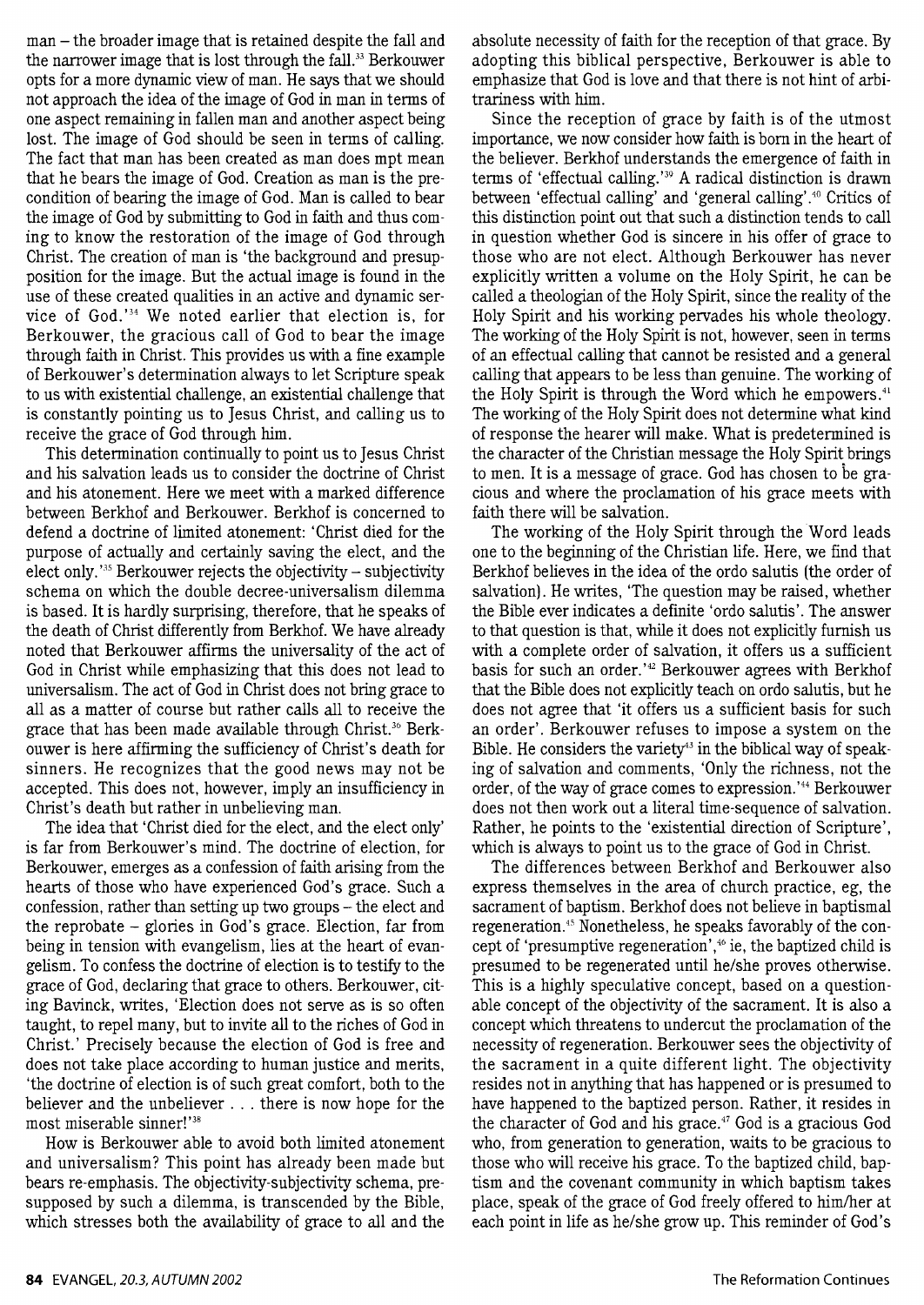man – the broader image that is retained despite the fall and the narrower image that is lost through the fall.[33] Berkouwer opts for a more dynamic view of man. He says that we should not approach the idea of the image of God in man in terms of one aspect remaining in fallen man and another aspect being lost. The image of God should be seen in terms of calling. The fact that man has been created as man does mpt mean that he bears the image of God. Creation as man is the precondition of bearing the image of God. Man is called to bear the image of God by submitting to God in faith and thus coming to know the restoration of the image of God through Christ. The creation of man is 'the background and presupposition for the image. But the actual image is found in the use of these created qualities in an active and dynamic service of God.'[34] We noted earlier that election is, for Berkouwer, the gracious call of God to bear the image through faith in Christ. This provides us with a fine example of Berkouwer's determination always to let Scripture speak to us with existential challenge, an existential challenge that is constantly pointing us to Jesus Christ, and calling us to receive the grace of God through him.

This determination continually to point us to Jesus Christ and his salvation leads us to consider the doctrine of Christ and his atonement. Here we meet with a marked difference between Berkhof and Berkouwer. Berkhof is concerned to defend a doctrine of limited atonement: 'Christ died for the purpose of actually and certainly saving the elect, and the elect only.'[35] Berkouwer rejects the objectivity – subjectivity schema on which the double decree-universalism dilemma is based. It is hardly surprising, therefore, that he speaks of the death of Christ differently from Berkhof. We have already noted that Berkouwer affirms the universality of the act of God in Christ while emphasizing that this does not lead to universalism. The act of God in Christ does not bring grace to all as a matter of course but rather calls all to receive the grace that has been made available through Christ.[36] Berkouwer is here affirming the sufficiency of Christ's death for sinners. He recognizes that the good news may not be accepted. This does not, however, imply an insufficiency in Christ's death but rather in unbelieving man.

The idea that 'Christ died for the elect, and the elect only' is far from Berkouwer's mind. The doctrine of election, for Berkouwer, emerges as a confession of faith arising from the hearts of those who have experienced God's grace. Such a confession, rather than setting up two groups – the elect and the reprobate – glories in God's grace. Election, far from being in tension with evangelism, lies at the heart of evangelism. To confess the doctrine of election is to testify to the grace of God, declaring that grace to others. Berkouwer, citing Bavinck, writes, 'Election does not serve as is so often taught, to repel many, but to invite all to the riches of God in Christ.' Precisely because the election of God is free and does not take place according to human justice and merits, 'the doctrine of election is of such great comfort, both to the believer and the unbeliever . . . there is now hope for the most miserable sinner!'[38]

How is Berkouwer able to avoid both limited atonement and universalism? This point has already been made but bears re-emphasis. The objectivity-subjectivity schema, presupposed by such a dilemma, is transcended by the Bible, which stresses both the availability of grace to all and the absolute necessity of faith for the reception of that grace. By adopting this biblical perspective, Berkouwer is able to emphasize that God is love and that there is not hint of arbitrariness with him.

Since the reception of grace by faith is of the utmost importance, we now consider how faith is born in the heart of the believer. Berkhof understands the emergence of faith in terms of 'effectual calling.'[39] A radical distinction is drawn between 'effectual calling' and 'general calling'.[40] Critics of this distinction point out that such a distinction tends to call in question whether God is sincere in his offer of grace to those who are not elect. Although Berkouwer has never explicitly written a volume on the Holy Spirit, he can be called a theologian of the Holy Spirit, since the reality of the Holy Spirit and his working pervades his whole theology. The working of the Holy Spirit is not, however, seen in terms of an effectual calling that cannot be resisted and a general calling that appears to be less than genuine. The working of the Holy Spirit is through the Word which he empowers.[41] The working of the Holy Spirit does not determine what kind of response the hearer will make. What is predetermined is the character of the Christian message the Holy Spirit brings to men. It is a message of grace. God has chosen to be gracious and where the proclamation of his grace meets with faith there will be salvation.

The working of the Holy Spirit through the Word leads one to the beginning of the Christian life. Here, we find that Berkhof believes in the idea of the ordo salutis (the order of salvation). He writes, 'The question may be raised, whether the Bible ever indicates a definite 'ordo salutis'. The answer to that question is that, while it does not explicitly furnish us with a complete order of salvation, it offers us a sufficient basis for such an order.'[42] Berkouwer agrees with Berkhof that the Bible does not explicitly teach on ordo salutis, but he does not agree that 'it offers us a sufficient basis for such an order'. Berkouwer refuses to impose a system on the Bible. He considers the variety[43] in the biblical way of speaking of salvation and comments, 'Only the richness, not the order, of the way of grace comes to expression.'[44] Berkouwer does not then work out a literal time-sequence of salvation. Rather, he points to the 'existential direction of Scripture', which is always to point us to the grace of God in Christ.

The differences between Berkhof and Berkouwer also express themselves in the area of church practice, eg, the sacrament of baptism. Berkhof does not believe in baptismal regeneration.[45] Nonetheless, he speaks favorably of the concept of 'presumptive regeneration',[46] ie, the baptized child is presumed to be regenerated until he/she proves otherwise. This is a highly speculative concept, based on a questionable concept of the objectivity of the sacrament. It is also a concept which threatens to undercut the proclamation of the necessity of regeneration. Berkouwer sees the objectivity of the sacrament in a quite different light. The objectivity resides not in anything that has happened or is presumed to have happened to the baptized person. Rather, it resides in the character of God and his grace.[47] God is a gracious God who, from generation to generation, waits to be gracious to those who will receive his grace. To the baptized child, baptism and the covenant community in which baptism takes place, speak of the grace of God freely offered to him/her at each point in life as he/she grow up. This reminder of God's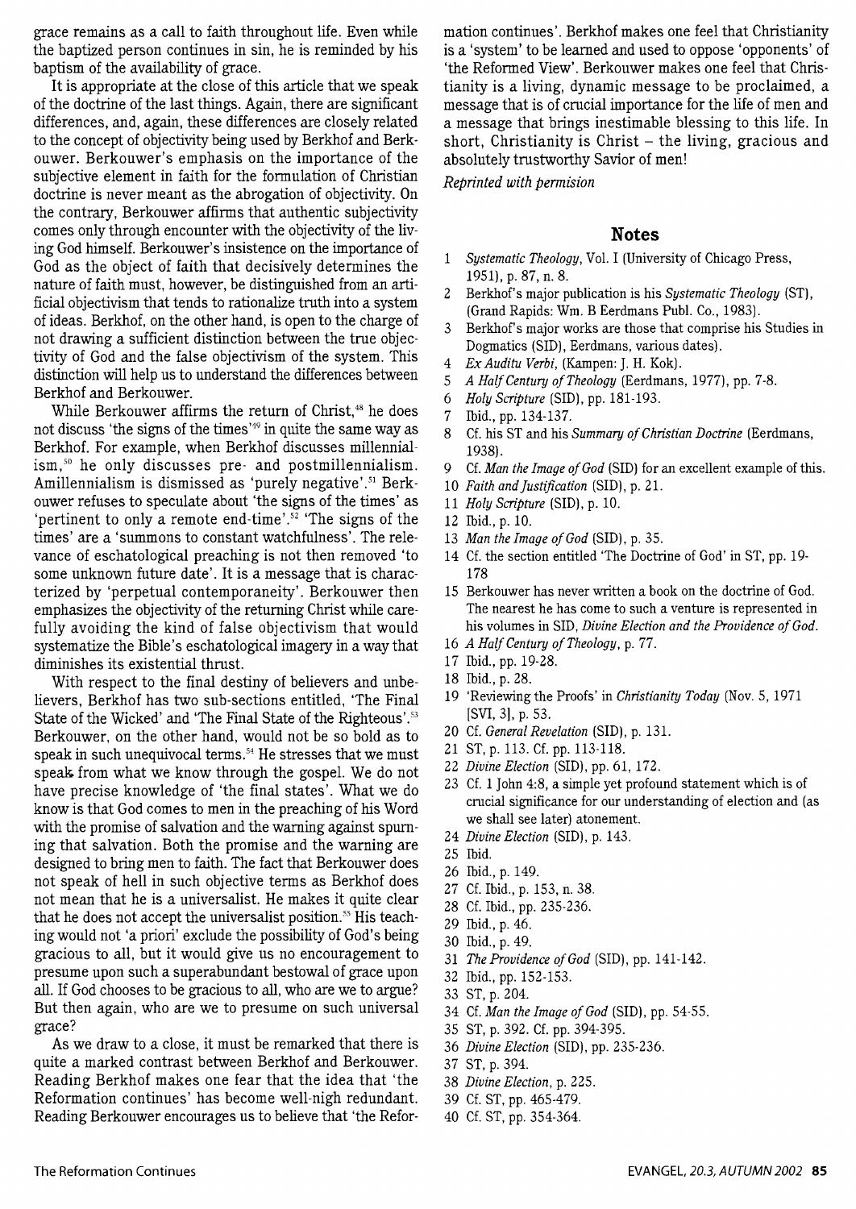grace remains as a call to faith throughout life. Even while the baptized person continues in sin, he is reminded by his baptism of the availability of grace.

It is appropriate at the close of this article that we speak of the doctrine of the last things. Again, there are significant differences, and, again, these differences are closely related to the concept of objectivity being used by Berkhof and Berkouwer. Berkouwer's emphasis on the importance of the subjective element in faith for the formulation of Christian doctrine is never meant as the abrogation of objectivity. On the contrary, Berkouwer affirms that authentic subjectivity comes only through encounter with the objectivity of the living God himself. Berkouwer's insistence on the importance of God as the object of faith that decisively determines the nature of faith must, however, be distinguished from an artificial objectivism that tends to rationalize truth into a system of ideas. Berkhof, on the other hand, is open to the charge of not drawing a sufficient distinction between the true objectivity of God and the false objectivism of the system. This distinction will help us to understand the differences between Berkhof and Berkouwer.

While Berkouwer affirms the return of Christ,[48] he does not discuss 'the signs of the times'[49] in quite the same way as Berkhof. For example, when Berkhof discusses millennialism,[50] he only discusses pre- and postmillennialism. Amillennialism is dismissed as 'purely negative'.[51] Berkouwer refuses to speculate about 'the signs of the times' as 'pertinent to only a remote end-time'.[52] 'The signs of the times' are a 'summons to constant watchfulness'. The relevance of eschatological preaching is not then removed 'to some unknown future date'. It is a message that is characterized by 'perpetual contemporaneity'. Berkouwer then emphasizes the objectivity of the returning Christ while carefully avoiding the kind of false objectivism that would systematize the Bible's eschatological imagery in a way that diminishes its existential thrust.

With respect to the final destiny of believers and unbelievers, Berkhof has two sub-sections entitled, 'The Final State of the Wicked' and 'The Final State of the Righteous'.[53] Berkouwer, on the other hand, would not be so bold as to speak in such unequivocal terms.[54] He stresses that we must speak from what we know through the gospel. We do not have precise knowledge of 'the final states'. What we do know is that God comes to men in the preaching of his Word with the promise of salvation and the warning against spurning that salvation. Both the promise and the warning are designed to bring men to faith. The fact that Berkouwer does not speak of hell in such objective terms as Berkhof does not mean that he is a universalist. He makes it quite clear that he does not accept the universalist position.[55] His teaching would not 'a priori' exclude the possibility of God's being gracious to all, but it would give us no encouragement to presume upon such a superabundant bestowal of grace upon all. If God chooses to be gracious to all, who are we to argue? But then again, who are we to presume on such universal grace?

As we draw to a close, it must be remarked that there is quite a marked contrast between Berkhof and Berkouwer. Reading Berkhof makes one fear that the idea that 'the Reformation continues' has become well-nigh redundant. Reading Berkouwer encourages us to believe that 'the Reformation continues'. Berkhof makes one feel that Christianity is a 'system' to be learned and used to oppose 'opponents' of 'the Reformed View'. Berkouwer makes one feel that Christianity is a living, dynamic message to be proclaimed, a message that is of crucial importance for the life of men and a message that brings inestimable blessing to this life. In short, Christianity is Christ – the living, gracious and absolutely trustworthy Savior of men!

*Reprinted with permision*

## Notes

1. *Systematic Theology*, Vol. I (University of Chicago Press, 1951), p. 87, n. 8.
2. Berkhof's major publication is his *Systematic Theology* (ST), (Grand Rapids: Wm. B Eerdmans Publ. Co., 1983).
3. Berkhof's major works are those that comprise his Studies in Dogmatics (SID), Eerdmans, various dates).
4. *Ex Auditu Verbi*, (Kampen: J. H. Kok).
5. *A Half Century of Theology* (Eerdmans, 1977), pp. 7-8.
6. *Holy Scripture* (SID), pp. 181-193.
7. Ibid., pp. 134-137.
8. Cf. his ST and his *Summary of Christian Doctrine* (Eerdmans, 1938).
9. Cf. *Man the Image of God* (SID) for an excellent example of this.
10. *Faith and Justification* (SID), p. 21.
11. *Holy Scripture* (SID), p. 10.
12. Ibid., p. 10.
13. *Man the Image of God* (SID), p. 35.
14. Cf. the section entitled 'The Doctrine of God' in ST, pp. 19-178
15. Berkouwer has never written a book on the doctrine of God. The nearest he has come to such a venture is represented in his volumes in SID, *Divine Election and the Providence of God*.
16. *A Half Century of Theology*, p. 77.
17. Ibid., pp. 19-28.
18. Ibid., p. 28.
19. 'Reviewing the Proofs' in *Christianity Today* (Nov. 5, 1971 [SVI, 3], p. 53.
20. Cf. *General Revelation* (SID), p. 131.
21. ST, p. 113. Cf. pp. 113-118.
22. *Divine Election* (SID), pp. 61, 172.
23. Cf. 1 John 4:8, a simple yet profound statement which is of crucial significance for our understanding of election and (as we shall see later) atonement.
24. *Divine Election* (SID), p. 143.
25. Ibid.
26. Ibid., p. 149.
27. Cf. Ibid., p. 153, n. 38.
28. Cf. Ibid., pp. 235-236.
29. Ibid., p. 46.
30. Ibid., p. 49.
31. *The Providence of God* (SID), pp. 141-142.
32. Ibid., pp. 152-153.
33. ST, p. 204.
34. Cf. *Man the Image of God* (SID), pp. 54-55.
35. ST, p. 392. Cf. pp. 394-395.
36. *Divine Election* (SID), pp. 235-236.
37. ST, p. 394.
38. *Divine Election*, p. 225.
39. Cf. ST, pp. 465-479.
40. Cf. ST, pp. 354-364.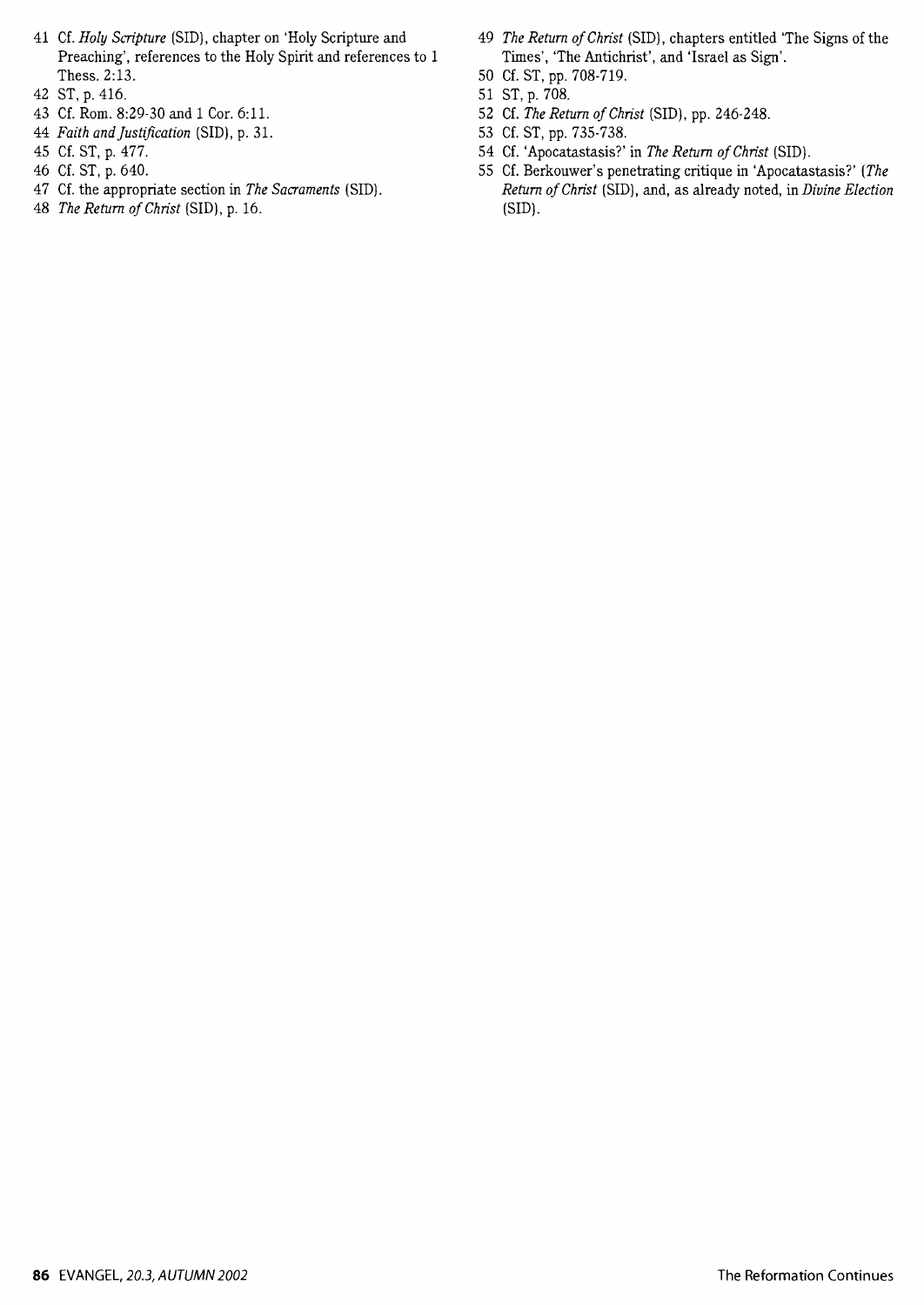41 Cf. *Holy Scripture* (SID), chapter on 'Holy Scripture and Preaching', references to the Holy Spirit and references to 1 Thess. 2:13.

42 ST, p. 416.

43 Cf. Rom. 8:29-30 and 1 Cor. 6:11.

44 *Faith and Justification* (SID), p. 31.

45 Cf. ST, p. 477.

46 Cf. ST, p. 640.

47 Cf. the appropriate section in *The Sacraments* (SID).

48 *The Return of Christ* (SID), p. 16.

49 *The Return of Christ* (SID), chapters entitled 'The Signs of the Times', 'The Antichrist', and 'Israel as Sign'.

50 Cf. ST, pp. 708-719.

51 ST, p. 708.

52 Cf. *The Return of Christ* (SID), pp. 246-248.

53 Cf. ST, pp. 735-738.

54 Cf. 'Apocatastasis?' in *The Return of Christ* (SID).

55 Cf. Berkouwer's penetrating critique in 'Apocatastasis?' (*The Return of Christ* (SID), and, as already noted, in *Divine Election* (SID).